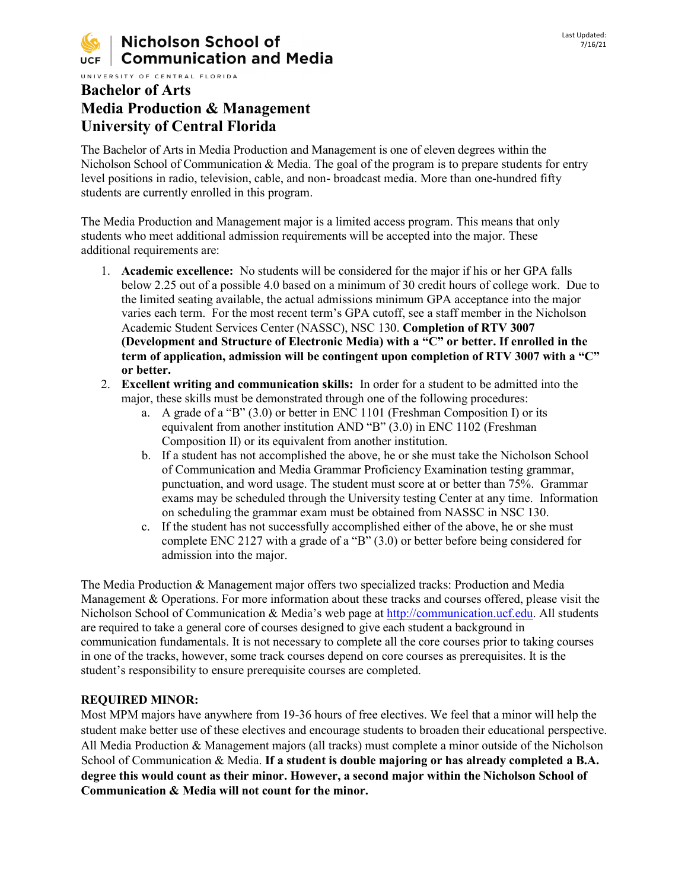Nicholson School of Communication and Media

UNIVERSITY OF CENTRAL FLORIDA

Last Updated: 7/16/21

# Bachelor of Arts
# Media Production & Management
# University of Central Florida

The Bachelor of Arts in Media Production and Management is one of eleven degrees within the Nicholson School of Communication & Media. The goal of the program is to prepare students for entry level positions in radio, television, cable, and non- broadcast media. More than one-hundred fifty students are currently enrolled in this program.

The Media Production and Management major is a limited access program. This means that only students who meet additional admission requirements will be accepted into the major. These additional requirements are:

1. **Academic excellence:** No students will be considered for the major if his or her GPA falls below 2.25 out of a possible 4.0 based on a minimum of 30 credit hours of college work. Due to the limited seating available, the actual admissions minimum GPA acceptance into the major varies each term. For the most recent term's GPA cutoff, see a staff member in the Nicholson Academic Student Services Center (NASSC), NSC 130. **Completion of RTV 3007 (Development and Structure of Electronic Media) with a "C" or better. If enrolled in the term of application, admission will be contingent upon completion of RTV 3007 with a "C" or better.**
2. **Excellent writing and communication skills:** In order for a student to be admitted into the major, these skills must be demonstrated through one of the following procedures:
   a. A grade of a "B" (3.0) or better in ENC 1101 (Freshman Composition I) or its equivalent from another institution AND "B" (3.0) in ENC 1102 (Freshman Composition II) or its equivalent from another institution.
   b. If a student has not accomplished the above, he or she must take the Nicholson School of Communication and Media Grammar Proficiency Examination testing grammar, punctuation, and word usage. The student must score at or better than 75%. Grammar exams may be scheduled through the University testing Center at any time. Information on scheduling the grammar exam must be obtained from NASSC in NSC 130.
   c. If the student has not successfully accomplished either of the above, he or she must complete ENC 2127 with a grade of a "B" (3.0) or better before being considered for admission into the major.

The Media Production & Management major offers two specialized tracks: Production and Media Management & Operations. For more information about these tracks and courses offered, please visit the Nicholson School of Communication & Media's web page at http://communication.ucf.edu. All students are required to take a general core of courses designed to give each student a background in communication fundamentals. It is not necessary to complete all the core courses prior to taking courses in one of the tracks, however, some track courses depend on core courses as prerequisites. It is the student's responsibility to ensure prerequisite courses are completed.

**REQUIRED MINOR:**

Most MPM majors have anywhere from 19-36 hours of free electives. We feel that a minor will help the student make better use of these electives and encourage students to broaden their educational perspective. All Media Production & Management majors (all tracks) must complete a minor outside of the Nicholson School of Communication & Media. **If a student is double majoring or has already completed a B.A. degree this would count as their minor. However, a second major within the Nicholson School of Communication & Media will not count for the minor.**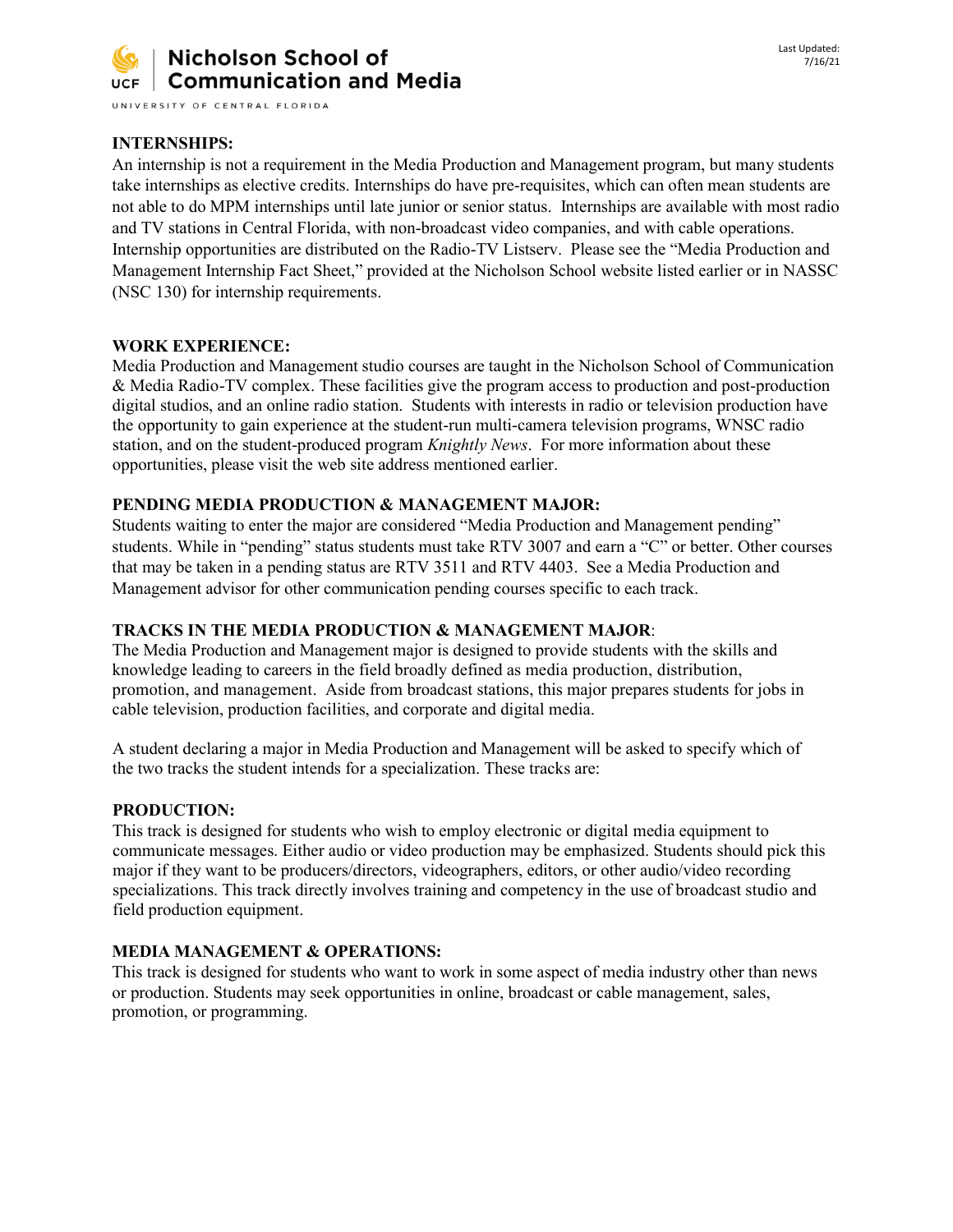## INTERNSHIPS:

An internship is not a requirement in the Media Production and Management program, but many students take internships as elective credits. Internships do have pre-requisites, which can often mean students are not able to do MPM internships until late junior or senior status. Internships are available with most radio and TV stations in Central Florida, with non-broadcast video companies, and with cable operations. Internship opportunities are distributed on the Radio-TV Listserv. Please see the "Media Production and Management Internship Fact Sheet," provided at the Nicholson School website listed earlier or in NASSC (NSC 130) for internship requirements.

## WORK EXPERIENCE:

Media Production and Management studio courses are taught in the Nicholson School of Communication & Media Radio-TV complex. These facilities give the program access to production and post-production digital studios, and an online radio station. Students with interests in radio or television production have the opportunity to gain experience at the student-run multi-camera television programs, WNSC radio station, and on the student-produced program *Knightly News*. For more information about these opportunities, please visit the web site address mentioned earlier.

## PENDING MEDIA PRODUCTION & MANAGEMENT MAJOR:

Students waiting to enter the major are considered "Media Production and Management pending" students. While in "pending" status students must take RTV 3007 and earn a "C" or better. Other courses that may be taken in a pending status are RTV 3511 and RTV 4403. See a Media Production and Management advisor for other communication pending courses specific to each track.

## TRACKS IN THE MEDIA PRODUCTION & MANAGEMENT MAJOR:

The Media Production and Management major is designed to provide students with the skills and knowledge leading to careers in the field broadly defined as media production, distribution, promotion, and management. Aside from broadcast stations, this major prepares students for jobs in cable television, production facilities, and corporate and digital media.

A student declaring a major in Media Production and Management will be asked to specify which of the two tracks the student intends for a specialization. These tracks are:

### PRODUCTION:

This track is designed for students who wish to employ electronic or digital media equipment to communicate messages. Either audio or video production may be emphasized. Students should pick this major if they want to be producers/directors, videographers, editors, or other audio/video recording specializations. This track directly involves training and competency in the use of broadcast studio and field production equipment.

### MEDIA MANAGEMENT & OPERATIONS:

This track is designed for students who want to work in some aspect of media industry other than news or production. Students may seek opportunities in online, broadcast or cable management, sales, promotion, or programming.